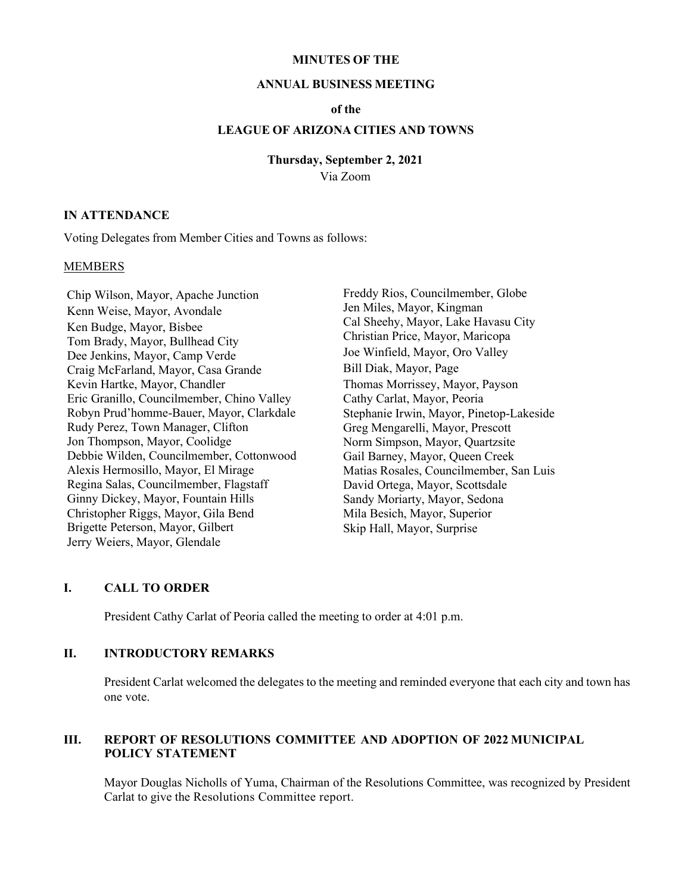**MINUTES OF THE**

**ANNUAL BUSINESS MEETING**

**of the**

**LEAGUE OF ARIZONA CITIES AND TOWNS**

**Thursday, September 2, 2021**

Via Zoom

## IN ATTENDANCE

Voting Delegates from Member Cities and Towns as follows:

MEMBERS

Chip Wilson, Mayor, Apache Junction
Kenn Weise, Mayor, Avondale
Ken Budge, Mayor, Bisbee
Tom Brady, Mayor, Bullhead City
Dee Jenkins, Mayor, Camp Verde
Craig McFarland, Mayor, Casa Grande
Kevin Hartke, Mayor, Chandler
Eric Granillo, Councilmember, Chino Valley
Robyn Prud'homme-Bauer, Mayor, Clarkdale
Rudy Perez, Town Manager, Clifton
Jon Thompson, Mayor, Coolidge
Debbie Wilden, Councilmember, Cottonwood
Alexis Hermosillo, Mayor, El Mirage
Regina Salas, Councilmember, Flagstaff
Ginny Dickey, Mayor, Fountain Hills
Christopher Riggs, Mayor, Gila Bend
Brigette Peterson, Mayor, Gilbert
Jerry Weiers, Mayor, Glendale
Freddy Rios, Councilmember, Globe
Jen Miles, Mayor, Kingman
Cal Sheehy, Mayor, Lake Havasu City
Christian Price, Mayor, Maricopa
Joe Winfield, Mayor, Oro Valley
Bill Diak, Mayor, Page
Thomas Morrissey, Mayor, Payson
Cathy Carlat, Mayor, Peoria
Stephanie Irwin, Mayor, Pinetop-Lakeside
Greg Mengarelli, Mayor, Prescott
Norm Simpson, Mayor, Quartzsite
Gail Barney, Mayor, Queen Creek
Matias Rosales, Councilmember, San Luis
David Ortega, Mayor, Scottsdale
Sandy Moriarty, Mayor, Sedona
Mila Besich, Mayor, Superior
Skip Hall, Mayor, Surprise

## I. CALL TO ORDER

President Cathy Carlat of Peoria called the meeting to order at 4:01 p.m.

## II. INTRODUCTORY REMARKS

President Carlat welcomed the delegates to the meeting and reminded everyone that each city and town has one vote.

## III. REPORT OF RESOLUTIONS COMMITTEE AND ADOPTION OF 2022 MUNICIPAL POLICY STATEMENT

Mayor Douglas Nicholls of Yuma, Chairman of the Resolutions Committee, was recognized by President Carlat to give the Resolutions Committee report.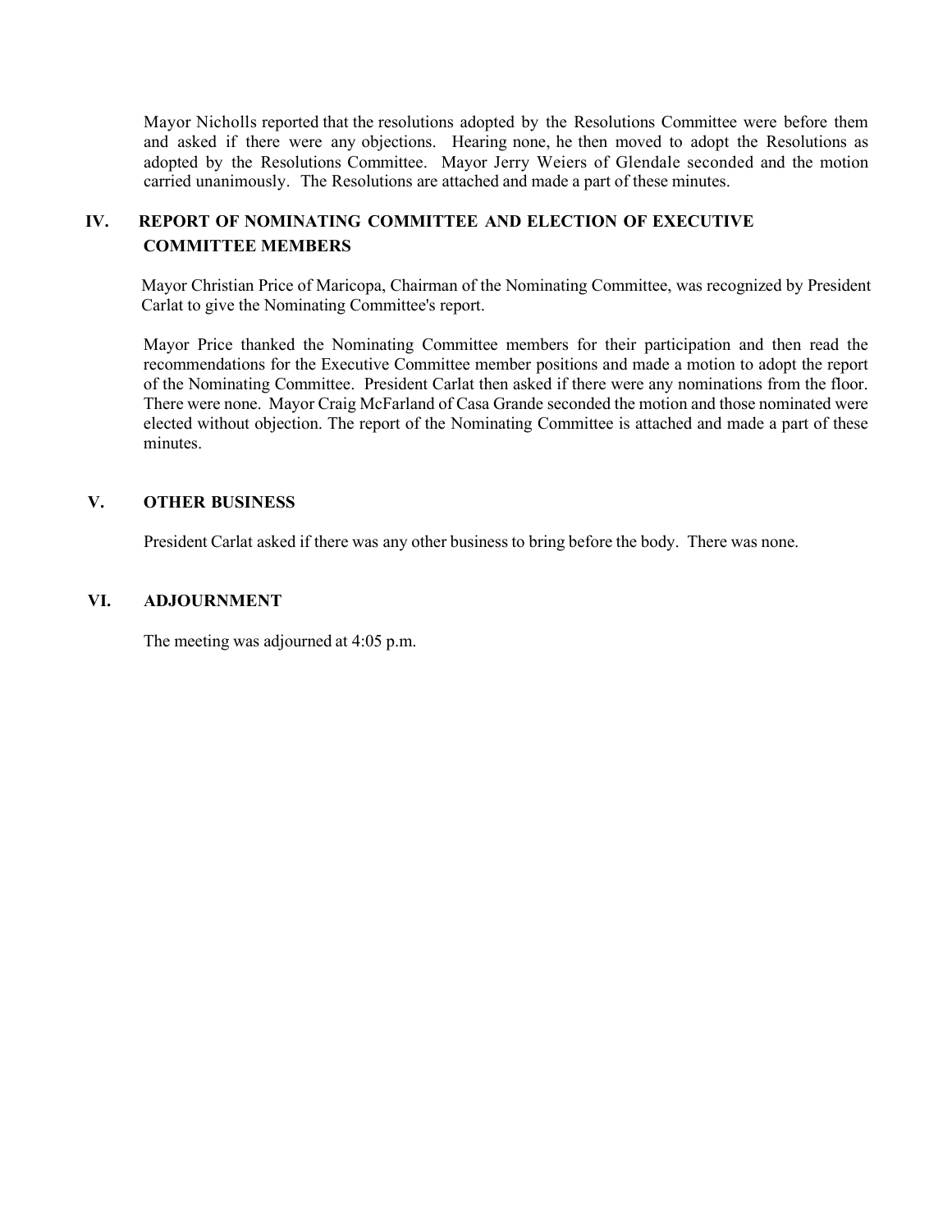Mayor Nicholls reported that the resolutions adopted by the Resolutions Committee were before them and asked if there were any objections. Hearing none, he then moved to adopt the Resolutions as adopted by the Resolutions Committee. Mayor Jerry Weiers of Glendale seconded and the motion carried unanimously. The Resolutions are attached and made a part of these minutes.

## IV. REPORT OF NOMINATING COMMITTEE AND ELECTION OF EXECUTIVE COMMITTEE MEMBERS

Mayor Christian Price of Maricopa, Chairman of the Nominating Committee, was recognized by President Carlat to give the Nominating Committee's report.

Mayor Price thanked the Nominating Committee members for their participation and then read the recommendations for the Executive Committee member positions and made a motion to adopt the report of the Nominating Committee. President Carlat then asked if there were any nominations from the floor. There were none. Mayor Craig McFarland of Casa Grande seconded the motion and those nominated were elected without objection. The report of the Nominating Committee is attached and made a part of these minutes.

## V. OTHER BUSINESS

President Carlat asked if there was any other business to bring before the body. There was none.

## VI. ADJOURNMENT

The meeting was adjourned at 4:05 p.m.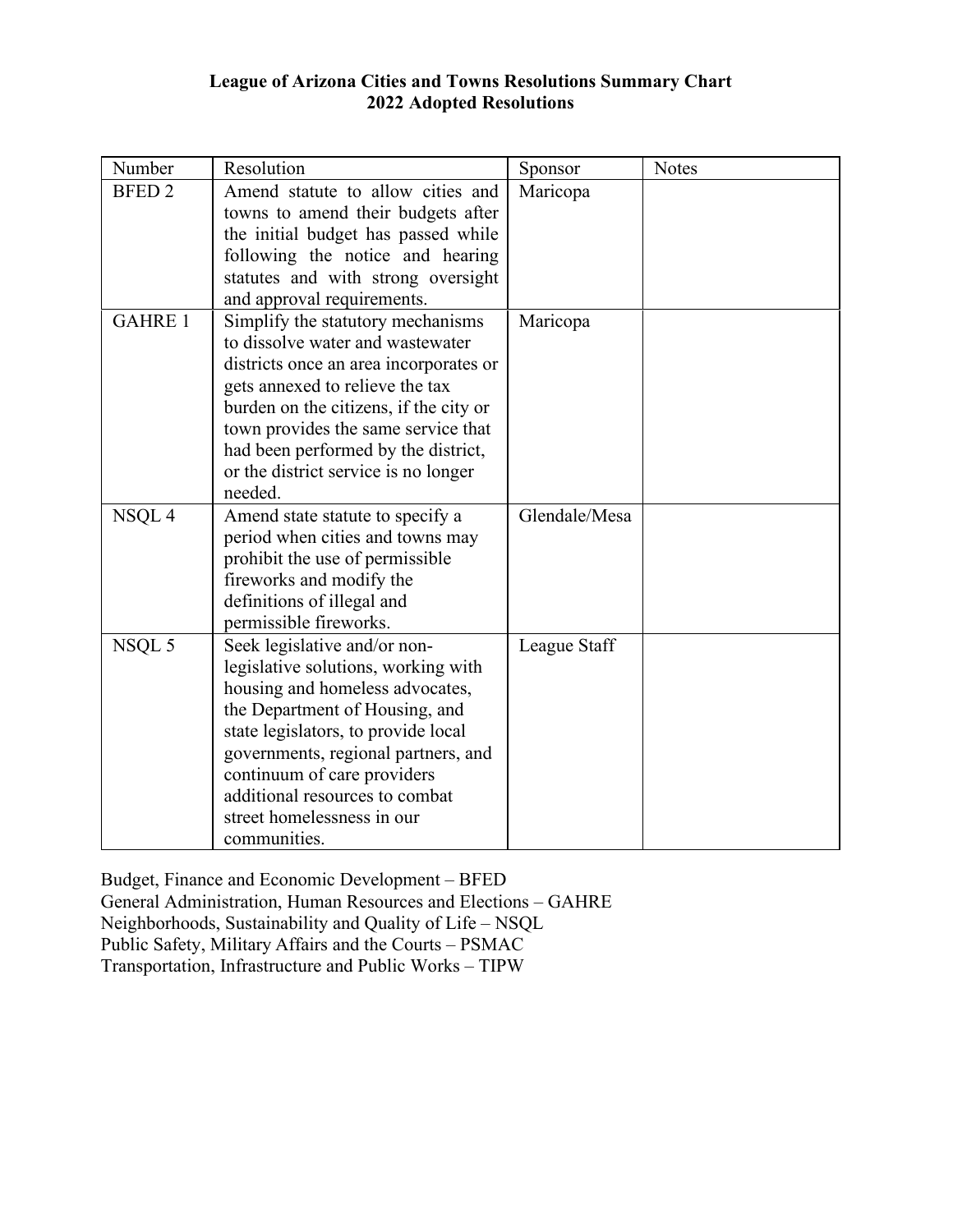# League of Arizona Cities and Towns Resolutions Summary Chart
## 2022 Adopted Resolutions

| Number | Resolution | Sponsor | Notes |
|---|---|---|---|
| BFED 2 | Amend statute to allow cities and towns to amend their budgets after the initial budget has passed while following the notice and hearing statutes and with strong oversight and approval requirements. | Maricopa | |
| GAHRE 1 | Simplify the statutory mechanisms to dissolve water and wastewater districts once an area incorporates or gets annexed to relieve the tax burden on the citizens, if the city or town provides the same service that had been performed by the district, or the district service is no longer needed. | Maricopa | |
| NSQL 4 | Amend state statute to specify a period when cities and towns may prohibit the use of permissible fireworks and modify the definitions of illegal and permissible fireworks. | Glendale/Mesa | |
| NSQL 5 | Seek legislative and/or non-legislative solutions, working with housing and homeless advocates, the Department of Housing, and state legislators, to provide local governments, regional partners, and continuum of care providers additional resources to combat street homelessness in our communities. | League Staff | |

Budget, Finance and Economic Development – BFED
General Administration, Human Resources and Elections – GAHRE
Neighborhoods, Sustainability and Quality of Life – NSQL
Public Safety, Military Affairs and the Courts – PSMAC
Transportation, Infrastructure and Public Works – TIPW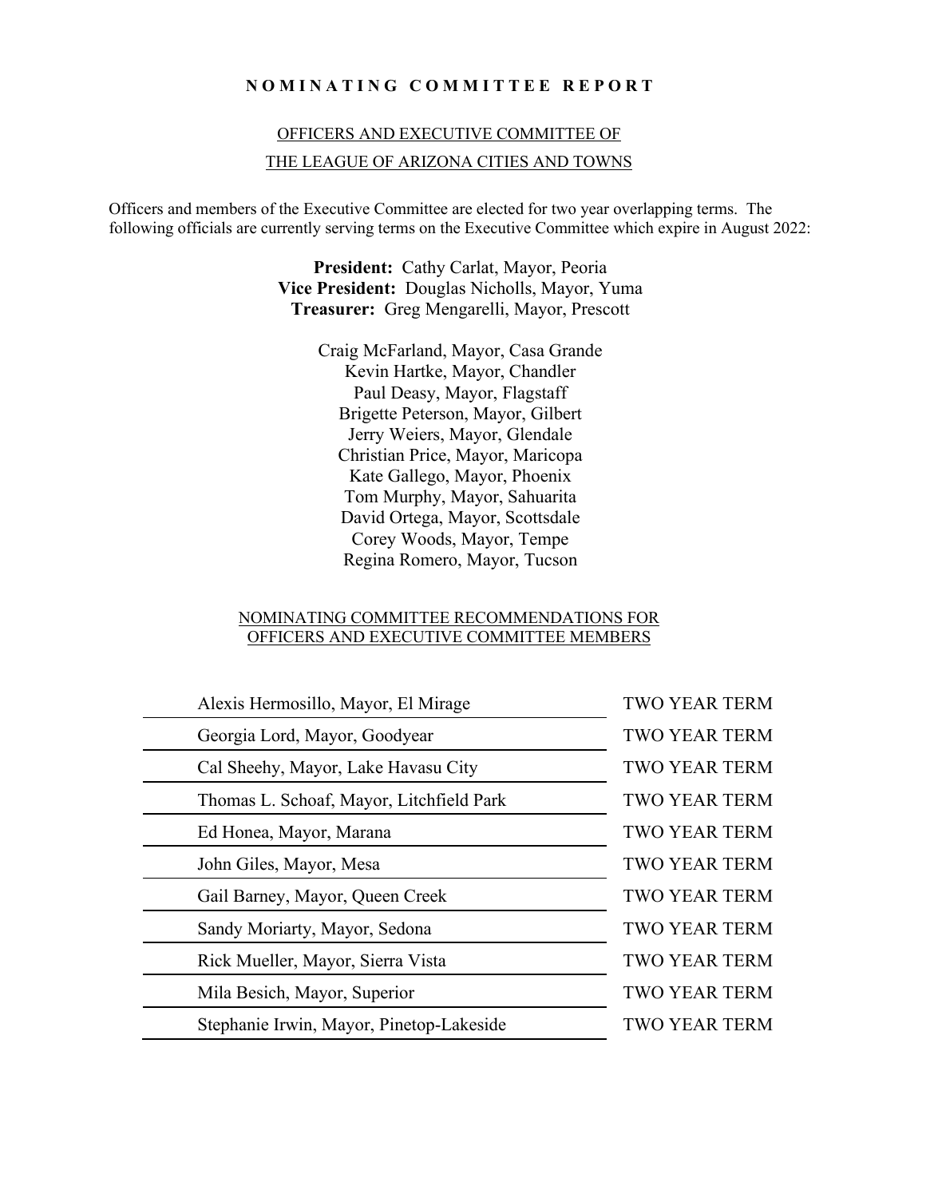# NOMINATING COMMITTEE REPORT

## OFFICERS AND EXECUTIVE COMMITTEE OF THE LEAGUE OF ARIZONA CITIES AND TOWNS

Officers and members of the Executive Committee are elected for two year overlapping terms. The following officials are currently serving terms on the Executive Committee which expire in August 2022:

**President:** Cathy Carlat, Mayor, Peoria
**Vice President:** Douglas Nicholls, Mayor, Yuma
**Treasurer:** Greg Mengarelli, Mayor, Prescott

Craig McFarland, Mayor, Casa Grande
Kevin Hartke, Mayor, Chandler
Paul Deasy, Mayor, Flagstaff
Brigette Peterson, Mayor, Gilbert
Jerry Weiers, Mayor, Glendale
Christian Price, Mayor, Maricopa
Kate Gallego, Mayor, Phoenix
Tom Murphy, Mayor, Sahuarita
David Ortega, Mayor, Scottsdale
Corey Woods, Mayor, Tempe
Regina Romero, Mayor, Tucson

### NOMINATING COMMITTEE RECOMMENDATIONS FOR OFFICERS AND EXECUTIVE COMMITTEE MEMBERS

| | |
|---|---|
| Alexis Hermosillo, Mayor, El Mirage | TWO YEAR TERM |
| Georgia Lord, Mayor, Goodyear | TWO YEAR TERM |
| Cal Sheehy, Mayor, Lake Havasu City | TWO YEAR TERM |
| Thomas L. Schoaf, Mayor, Litchfield Park | TWO YEAR TERM |
| Ed Honea, Mayor, Marana | TWO YEAR TERM |
| John Giles, Mayor, Mesa | TWO YEAR TERM |
| Gail Barney, Mayor, Queen Creek | TWO YEAR TERM |
| Sandy Moriarty, Mayor, Sedona | TWO YEAR TERM |
| Rick Mueller, Mayor, Sierra Vista | TWO YEAR TERM |
| Mila Besich, Mayor, Superior | TWO YEAR TERM |
| Stephanie Irwin, Mayor, Pinetop-Lakeside | TWO YEAR TERM |